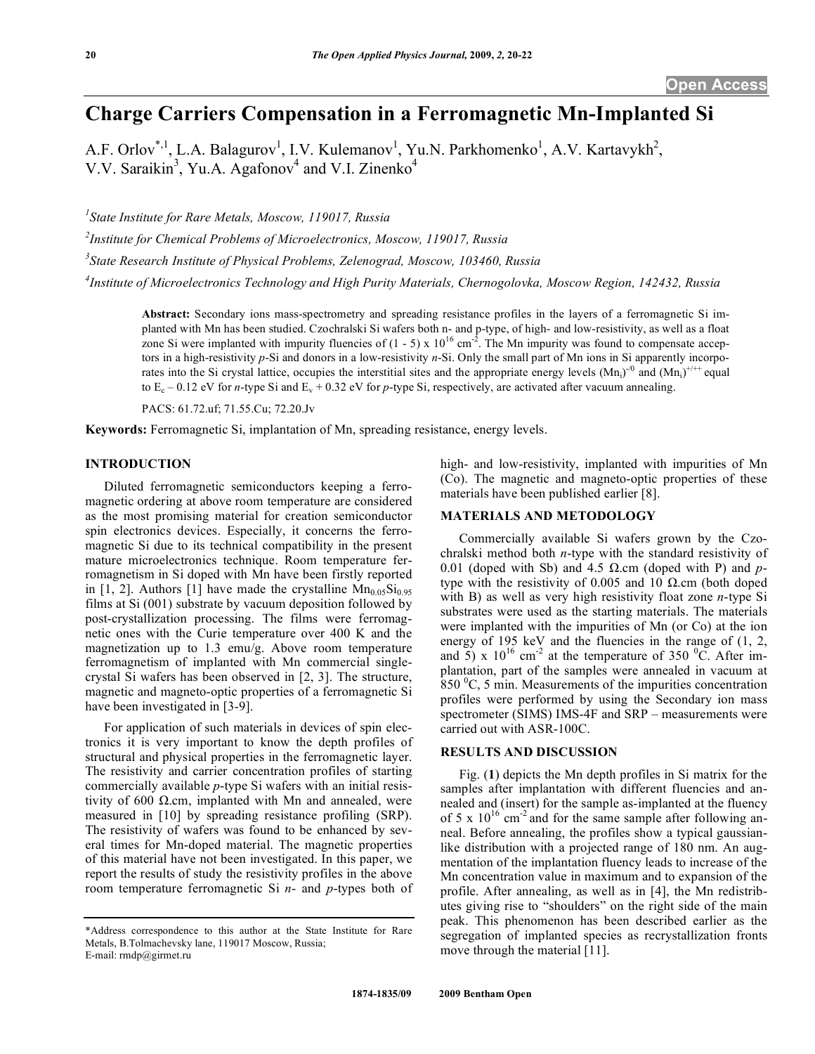# Charge Carriers Compensation in a Ferromagnetic Mn-Implanted Si

A.F. Orlov[*,1], L.A. Balagurov[1], I.V. Kulemanov[1], Yu.N. Parkhomenko[1], A.V. Kartavykh[2], V.V. Saraikin[3], Yu.A. Agafonov[4] and V.I. Zinenko[4]

[1]*State Institute for Rare Metals, Moscow, 119017, Russia*

[2]*Institute for Chemical Problems of Microelectronics, Moscow, 119017, Russia*

[3]*State Research Institute of Physical Problems, Zelenograd, Moscow, 103460, Russia*

[4]*Institute of Microelectronics Technology and High Purity Materials, Chernogolovka, Moscow Region, 142432, Russia*

**Abstract:** Secondary ions mass-spectrometry and spreading resistance profiles in the layers of a ferromagnetic Si implanted with Mn has been studied. Czochralski Si wafers both n- and p-type, of high- and low-resistivity, as well as a float zone Si were implanted with impurity fluencies of (1 - 5) x $10^{16}$ cm$^{-2}$. The Mn impurity was found to compensate acceptors in a high-resistivity *p*-Si and donors in a low-resistivity *n*-Si. Only the small part of Mn ions in Si apparently incorporates into the Si crystal lattice, occupies the interstitial sites and the appropriate energy levels $(Mn_i)^{-/0}$ and $(Mn_i)^{+/++}$ equal to $E_c - 0.12$ eV for *n*-type Si and $E_v + 0.32$ eV for *p*-type Si, respectively, are activated after vacuum annealing.

PACS: 61.72.uf; 71.55.Cu; 72.20.Jv

**Keywords:** Ferromagnetic Si, implantation of Mn, spreading resistance, energy levels.

## INTRODUCTION

Diluted ferromagnetic semiconductors keeping a ferromagnetic ordering at above room temperature are considered as the most promising material for creation semiconductor spin electronics devices. Especially, it concerns the ferromagnetic Si due to its technical compatibility in the present mature microelectronics technique. Room temperature ferromagnetism in Si doped with Mn have been firstly reported in [1, 2]. Authors [1] have made the crystalline $Mn_{0.05}Si_{0.95}$ films at Si (001) substrate by vacuum deposition followed by post-crystallization processing. The films were ferromagnetic ones with the Curie temperature over 400 K and the magnetization up to 1.3 emu/g. Above room temperature ferromagnetism of implanted with Mn commercial single-crystal Si wafers has been observed in [2, 3]. The structure, magnetic and magneto-optic properties of a ferromagnetic Si have been investigated in [3-9].

For application of such materials in devices of spin electronics it is very important to know the depth profiles of structural and physical properties in the ferromagnetic layer. The resistivity and carrier concentration profiles of starting commercially available *p*-type Si wafers with an initial resistivity of 600 Ω.cm, implanted with Mn and annealed, were measured in [10] by spreading resistance profiling (SRP). The resistivity of wafers was found to be enhanced by several times for Mn-doped material. The magnetic properties of this material have not been investigated. In this paper, we report the results of study the resistivity profiles in the above room temperature ferromagnetic Si *n*- and *p*-types both of high- and low-resistivity, implanted with impurities of Mn (Co). The magnetic and magneto-optic properties of these materials have been published earlier [8].

## MATERIALS AND METODOLOGY

Commercially available Si wafers grown by the Czochralski method both *n*-type with the standard resistivity of 0.01 (doped with Sb) and 4.5 Ω.cm (doped with P) and *p*-type with the resistivity of 0.005 and 10 Ω.cm (both doped with B) as well as very high resistivity float zone *n*-type Si substrates were used as the starting materials. The materials were implanted with the impurities of Mn (or Co) at the ion energy of 195 keV and the fluencies in the range of (1, 2, and 5) x $10^{16}$ cm$^{-2}$ at the temperature of 350 $^0$C. After implantation, part of the samples were annealed in vacuum at 850 $^0$C, 5 min. Measurements of the impurities concentration profiles were performed by using the Secondary ion mass spectrometer (SIMS) IMS-4F and SRP – measurements were carried out with ASR-100C.

## RESULTS AND DISCUSSION

Fig. (**1**) depicts the Mn depth profiles in Si matrix for the samples after implantation with different fluencies and annealed and (insert) for the sample as-implanted at the fluency of 5 x $10^{16}$ cm$^{-2}$ and for the same sample after following anneal. Before annealing, the profiles show a typical gaussian-like distribution with a projected range of 180 nm. An augmentation of the implantation fluency leads to increase of the Mn concentration value in maximum and to expansion of the profile. After annealing, as well as in [4], the Mn redistributes giving rise to "shoulders" on the right side of the main peak. This phenomenon has been described earlier as the segregation of implanted species as recrystallization fronts move through the material [11].

*Address correspondence to this author at the State Institute for Rare Metals, B.Tolmachevsky lane, 119017 Moscow, Russia; E-mail: rmdp@girmet.ru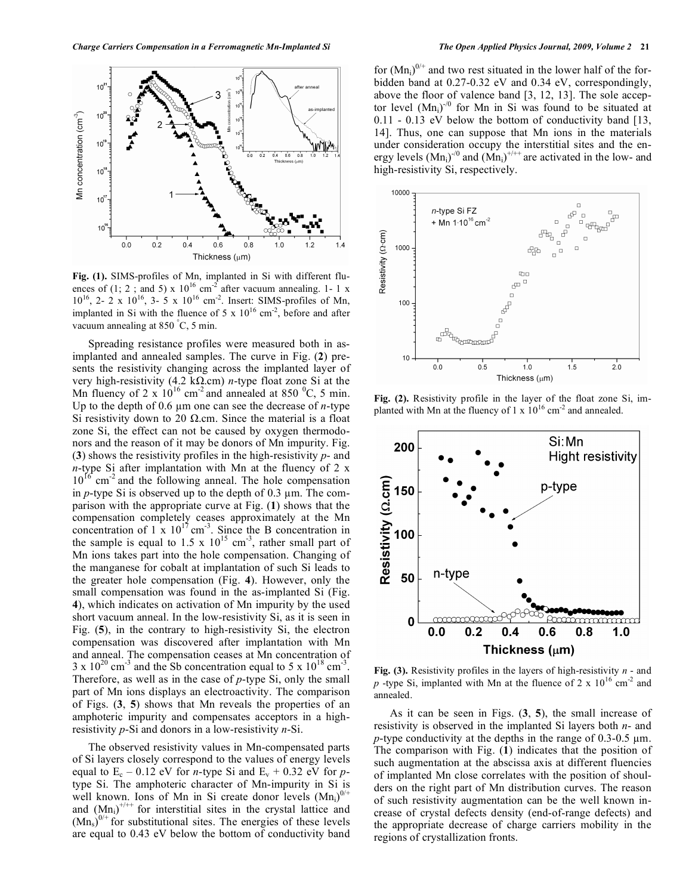**Fig. (1).** SIMS-profiles of Mn, implanted in Si with different fluences of (1; 2 ; and 5) x $10^{16}$ $cm^{-2}$ after vacuum annealing. 1- 1 x $10^{16}$, 2- 2 x $10^{16}$, 3- 5 x $10^{16}$ $cm^{-2}$. Insert: SIMS-profiles of Mn, implanted in Si with the fluence of 5 x $10^{16}$ $cm^{-2}$, before and after vacuum annealing at 850 °C, 5 min.

Spreading resistance profiles were measured both in as-implanted and annealed samples. The curve in Fig. (**2**) presents the resistivity changing across the implanted layer of very high-resistivity (4.2 kΩ.cm) *n*-type float zone Si at the Mn fluency of 2 x $10^{16}$ $cm^{-2}$ and annealed at 850 $^0$C, 5 min. Up to the depth of 0.6 µm one can see the decrease of *n*-type Si resistivity down to 20 Ω.cm. Since the material is a float zone Si, the effect can not be caused by oxygen thermodonors and the reason of it may be donors of Mn impurity. Fig. (**3**) shows the resistivity profiles in the high-resistivity *p*- and *n*-type Si after implantation with Mn at the fluency of 2 x $10^{16}$ $cm^{-2}$ and the following anneal. The hole compensation in *p*-type Si is observed up to the depth of 0.3 µm. The comparison with the appropriate curve at Fig. (**1**) shows that the compensation completely ceases approximately at the Mn concentration of 1 x $10^{17}$ $cm^{-3}$. Since the B concentration in the sample is equal to 1.5 x $10^{15}$ $cm^{-3}$, rather small part of Mn ions takes part into the hole compensation. Changing of the manganese for cobalt at implantation of such Si leads to the greater hole compensation (Fig. **4**). However, only the small compensation was found in the as-implanted Si (Fig. **4**), which indicates on activation of Mn impurity by the used short vacuum anneal. In the low-resistivity Si, as it is seen in Fig. (**5**), in the contrary to high-resistivity Si, the electron compensation was discovered after implantation with Mn and anneal. The compensation ceases at Mn concentration of 3 x $10^{20}$ $cm^{-3}$ and the Sb concentration equal to 5 x $10^{18}$ $cm^{-3}$. Therefore, as well as in the case of *p*-type Si, only the small part of Mn ions displays an electroactivity. The comparison of Figs. (**3**, **5**) shows that Mn reveals the properties of an amphoteric impurity and compensates acceptors in a high-resistivity *p*-Si and donors in a low-resistivity *n*-Si.

The observed resistivity values in Mn-compensated parts of Si layers closely correspond to the values of energy levels equal to $E_c$ – 0.12 eV for *n*-type Si and $E_v$ + 0.32 eV for *p*-type Si. The amphoteric character of Mn-impurity in Si is well known. Ions of Mn in Si create donor levels $(Mn_i)^{0/+}$ and $(Mn_i)^{+/++}$ for interstitial sites in the crystal lattice and $(Mn_s)^{0/+}$ for substitutional sites. The energies of these levels are equal to 0.43 eV below the bottom of conductivity band for $(Mn_i)^{0/+}$ and two rest situated in the lower half of the forbidden band at 0.27-0.32 eV and 0.34 eV, correspondingly, above the floor of valence band [3, 12, 13]. The sole acceptor level $(Mn_i)^{-/0}$ for Mn in Si was found to be situated at 0.11 - 0.13 eV below the bottom of conductivity band [13, 14]. Thus, one can suppose that Mn ions in the materials under consideration occupy the interstitial sites and the energy levels $(Mn_i)^{-/0}$ and $(Mn_i)^{+/++}$ are activated in the low- and high-resistivity Si, respectively.

**Fig. (2).** Resistivity profile in the layer of the float zone Si, implanted with Mn at the fluency of 1 x $10^{16}$ $cm^{-2}$ and annealed.

**Fig. (3).** Resistivity profiles in the layers of high-resistivity *n* - and *p* -type Si, implanted with Mn at the fluence of 2 x $10^{16}$ $cm^{-2}$ and annealed.

As it can be seen in Figs. (**3**, **5**), the small increase of resistivity is observed in the implanted Si layers both *n*- and *p*-type conductivity at the depths in the range of 0.3-0.5 µm. The comparison with Fig. (**1**) indicates that the position of such augmentation at the abscissa axis at different fluencies of implanted Mn close correlates with the position of shoulders on the right part of Mn distribution curves. The reason of such resistivity augmentation can be the well known increase of crystal defects density (end-of-range defects) and the appropriate decrease of charge carriers mobility in the regions of crystallization fronts.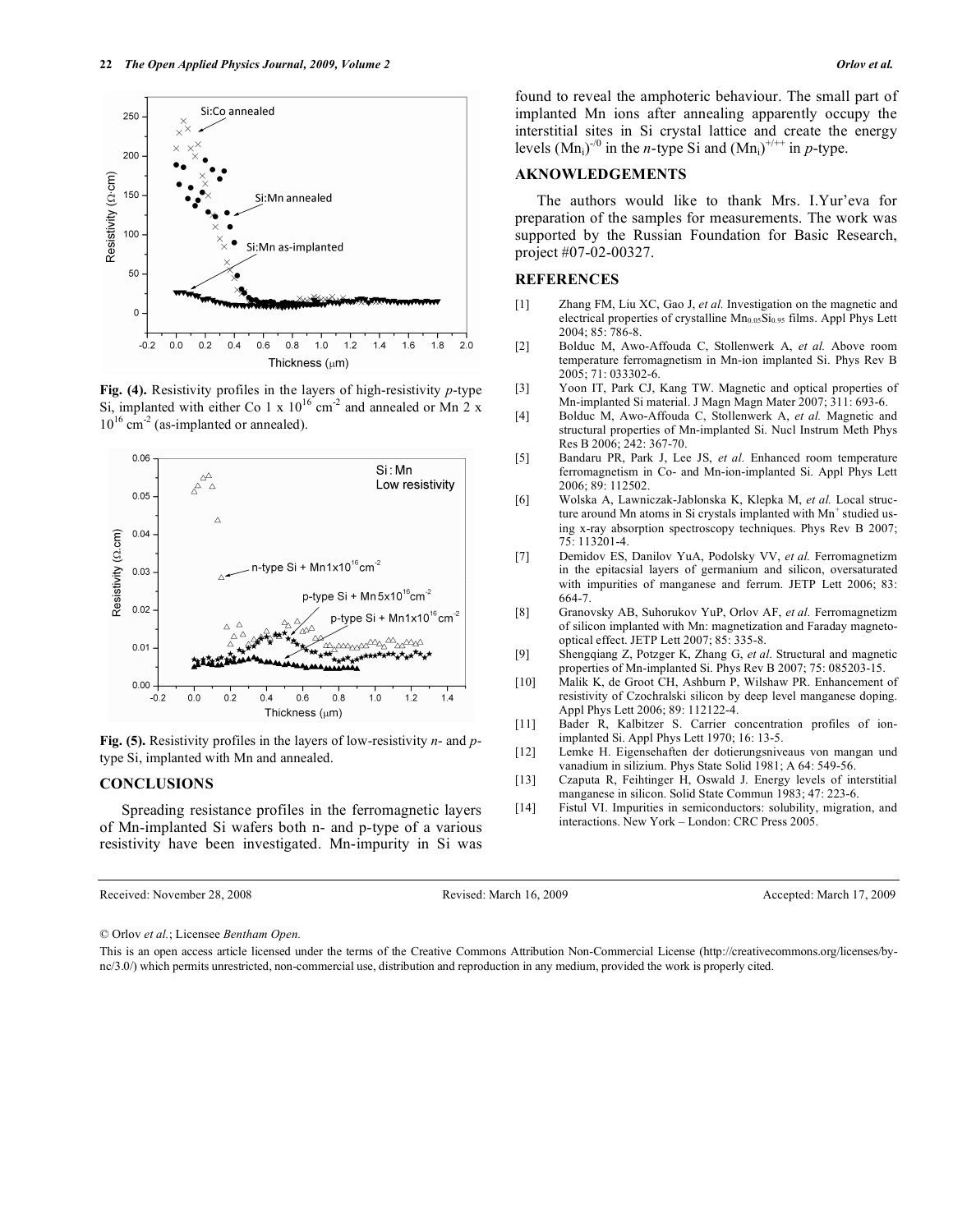Si:Co annealed

Si:Mn annealed

Si:Mn as-implanted

Resistivity (Ω·cm)

Thickness (μm)

250
200
150
100
50
0

-0.2 0.0 0.2 0.4 0.6 0.8 1.0 1.2 1.4 1.6 1.8 2.0

**Fig. (4).** Resistivity profiles in the layers of high-resistivity *p*-type Si, implanted with either Co 1 x $10^{16}$ $cm^{-2}$ and annealed or Mn 2 x $10^{16}$ $cm^{-2}$ (as-implanted or annealed).

Si : Mn
Low resistivity

n-type Si + Mn1x10$^{16}$cm$^{-2}$

p-type Si + Mn5x10$^{16}$cm$^{-2}$

p-type Si + Mn1x10$^{16}$cm$^{-2}$

Resistivity (Ω.cm)

Thickness (μm)

0.06
0.05
0.04
0.03
0.02
0.01
0.00

-0.2 0.0 0.2 0.4 0.6 0.8 1.0 1.2 1.4

**Fig. (5).** Resistivity profiles in the layers of low-resistivity *n*- and *p*-type Si, implanted with Mn and annealed.

## CONCLUSIONS

Spreading resistance profiles in the ferromagnetic layers of Mn-implanted Si wafers both n- and p-type of a various resistivity have been investigated. Mn-impurity in Si was found to reveal the amphoteric behaviour. The small part of implanted Mn ions after annealing apparently occupy the interstitial sites in Si crystal lattice and create the energy levels $(Mn_i)^{-/0}$ in the *n*-type Si and $(Mn_i)^{+/++}$ in *p*-type.

## AKNOWLEDGEMENTS

The authors would like to thank Mrs. I.Yur'eva for preparation of the samples for measurements. The work was supported by the Russian Foundation for Basic Research, project #07-02-00327.

## REFERENCES

[1] Zhang FM, Liu XC, Gao J, *et al.* Investigation on the magnetic and electrical properties of crystalline $Mn_{0.05}Si_{0.95}$ films. Appl Phys Lett 2004; 85: 786-8.

[2] Bolduc M, Awo-Affouda C, Stollenwerk A, *et al.* Above room temperature ferromagnetism in Mn-ion implanted Si. Phys Rev B 2005; 71: 033302-6.

[3] Yoon IT, Park CJ, Kang TW. Magnetic and optical properties of Mn-implanted Si material. J Magn Magn Mater 2007; 311: 693-6.

[4] Bolduc M, Awo-Affouda C, Stollenwerk A, *et al.* Magnetic and structural properties of Mn-implanted Si. Nucl Instrum Meth Phys Res B 2006; 242: 367-70.

[5] Bandaru PR, Park J, Lee JS, *et al.* Enhanced room temperature ferromagnetism in Co- and Mn-ion-implanted Si. Appl Phys Lett 2006; 89: 112502.

[6] Wolska A, Lawniczak-Jablonska K, Klepka M, *et al.* Local structure around Mn atoms in Si crystals implanted with $Mn^{+}$ studied using x-ray absorption spectroscopy techniques. Phys Rev B 2007; 75: 113201-4.

[7] Demidov ES, Danilov YuA, Podolsky VV, *et al.* Ferromagnetizm in the epitacsial layers of germanium and silicon, oversaturated with impurities of manganese and ferrum. JETP Lett 2006; 83: 664-7.

[8] Granovsky AB, Suhorukov YuP, Orlov AF, *et al.* Ferromagnetizm of silicon implanted with Mn: magnetization and Faraday magneto-optical effect. JETP Lett 2007; 85: 335-8.

[9] Shengqiang Z, Potzger K, Zhang G, *et al.* Structural and magnetic properties of Mn-implanted Si. Phys Rev B 2007; 75: 085203-15.

[10] Malik K, de Groot CH, Ashburn P, Wilshaw PR. Enhancement of resistivity of Czochralski silicon by deep level manganese doping. Appl Phys Lett 2006; 89: 112122-4.

[11] Bader R, Kalbitzer S. Carrier concentration profiles of ion-implanted Si. Appl Phys Lett 1970; 16: 13-5.

[12] Lemke H. Eigensehaften der dotierungsniveaus von mangan und vanadium in silizium. Phys State Solid 1981; A 64: 549-56.

[13] Czaputa R, Feihtinger H, Oswald J. Energy levels of interstitial manganese in silicon. Solid State Commun 1983; 47: 223-6.

[14] Fistul VI. Impurities in semiconductors: solubility, migration, and interactions. New York – London: CRC Press 2005.

Received: November 28, 2008 Revised: March 16, 2009 Accepted: March 17, 2009

© Orlov *et al.*; Licensee *Bentham Open.*

This is an open access article licensed under the terms of the Creative Commons Attribution Non-Commercial License (http://creativecommons.org/licenses/by-nc/3.0/) which permits unrestricted, non-commercial use, distribution and reproduction in any medium, provided the work is properly cited.